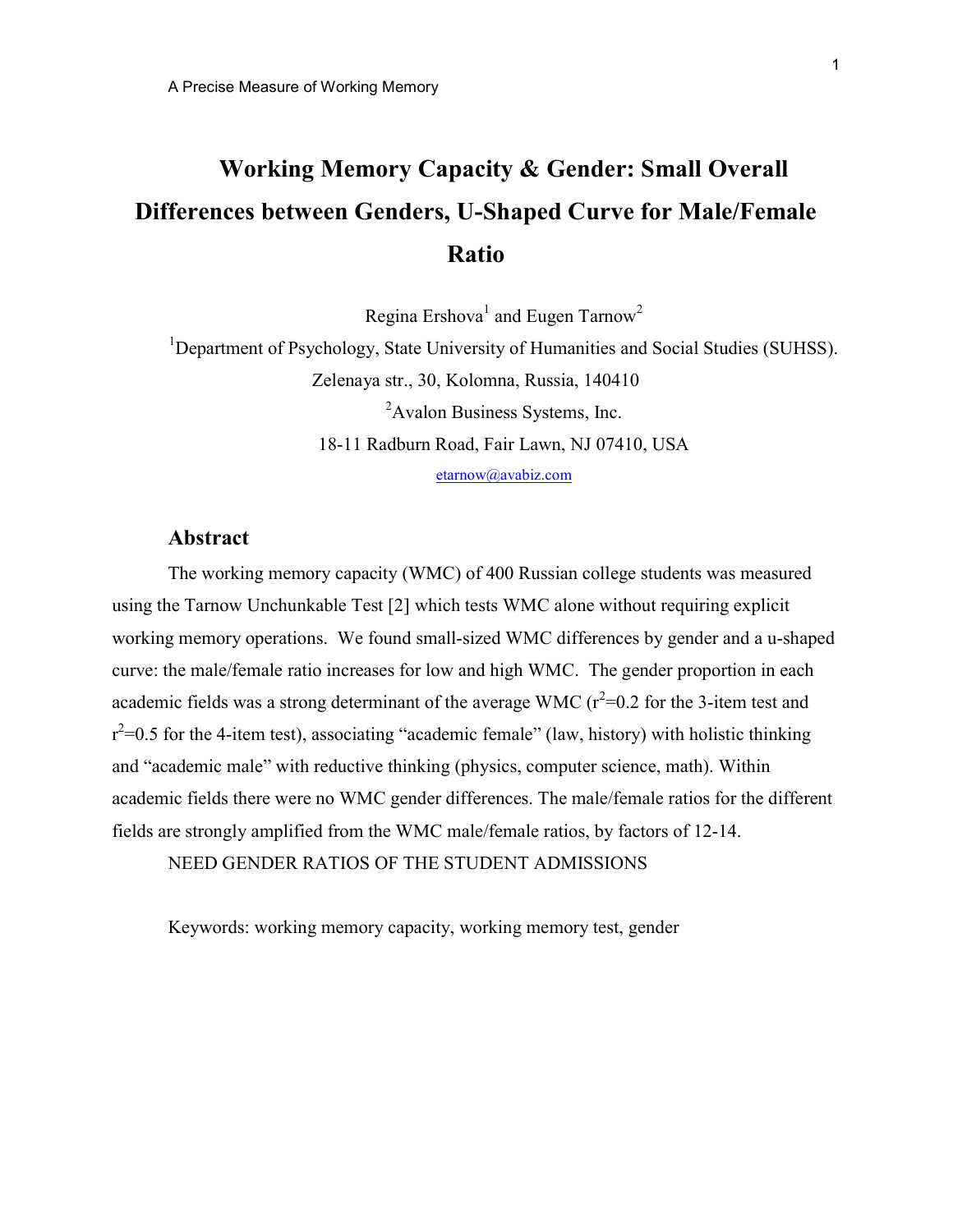# Working Memory Capacity & Gender: Small Overall Differences between Genders, U-Shaped Curve for Male/Female Ratio

Regina Ershova[1] and Eugen Tarnow[2]

[1]Department of Psychology, State University of Humanities and Social Studies (SUHSS). Zelenaya str., 30, Kolomna, Russia, 140410

[2]Avalon Business Systems, Inc.
18-11 Radburn Road, Fair Lawn, NJ 07410, USA

etarnow@avabiz.com

## Abstract

The working memory capacity (WMC) of 400 Russian college students was measured using the Tarnow Unchunkable Test [2] which tests WMC alone without requiring explicit working memory operations. We found small-sized WMC differences by gender and a u-shaped curve: the male/female ratio increases for low and high WMC. The gender proportion in each academic fields was a strong determinant of the average WMC ($r^2$=0.2 for the 3-item test and $r^2$=0.5 for the 4-item test), associating "academic female" (law, history) with holistic thinking and "academic male" with reductive thinking (physics, computer science, math). Within academic fields there were no WMC gender differences. The male/female ratios for the different fields are strongly amplified from the WMC male/female ratios, by factors of 12-14.

NEED GENDER RATIOS OF THE STUDENT ADMISSIONS

Keywords: working memory capacity, working memory test, gender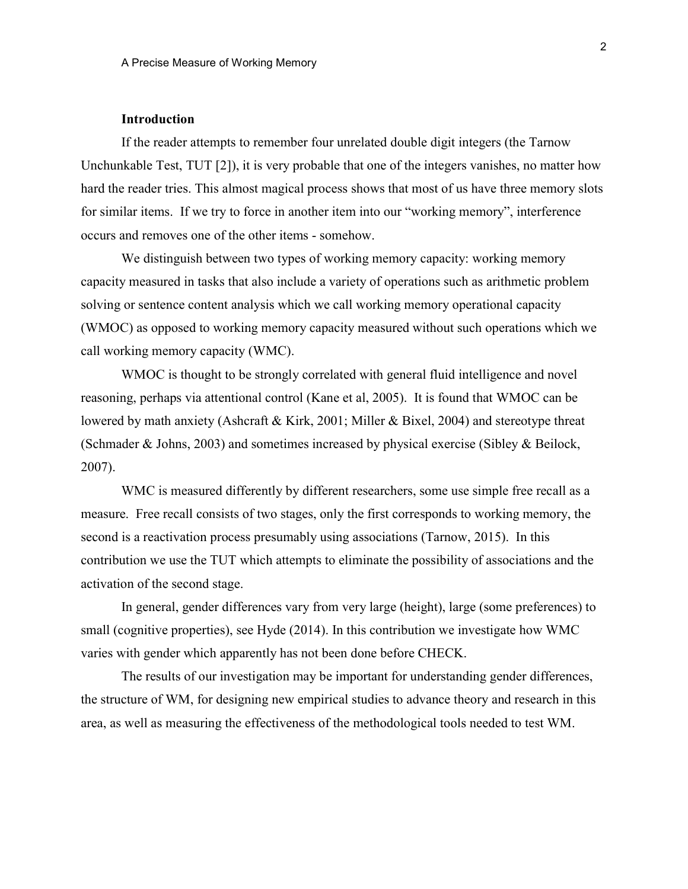## Introduction

If the reader attempts to remember four unrelated double digit integers (the Tarnow Unchunkable Test, TUT [2]), it is very probable that one of the integers vanishes, no matter how hard the reader tries. This almost magical process shows that most of us have three memory slots for similar items. If we try to force in another item into our "working memory", interference occurs and removes one of the other items - somehow.

We distinguish between two types of working memory capacity: working memory capacity measured in tasks that also include a variety of operations such as arithmetic problem solving or sentence content analysis which we call working memory operational capacity (WMOC) as opposed to working memory capacity measured without such operations which we call working memory capacity (WMC).

WMOC is thought to be strongly correlated with general fluid intelligence and novel reasoning, perhaps via attentional control (Kane et al, 2005). It is found that WMOC can be lowered by math anxiety (Ashcraft & Kirk, 2001; Miller & Bixel, 2004) and stereotype threat (Schmader & Johns, 2003) and sometimes increased by physical exercise (Sibley & Beilock, 2007).

WMC is measured differently by different researchers, some use simple free recall as a measure. Free recall consists of two stages, only the first corresponds to working memory, the second is a reactivation process presumably using associations (Tarnow, 2015). In this contribution we use the TUT which attempts to eliminate the possibility of associations and the activation of the second stage.

In general, gender differences vary from very large (height), large (some preferences) to small (cognitive properties), see Hyde (2014). In this contribution we investigate how WMC varies with gender which apparently has not been done before CHECK.

The results of our investigation may be important for understanding gender differences, the structure of WM, for designing new empirical studies to advance theory and research in this area, as well as measuring the effectiveness of the methodological tools needed to test WM.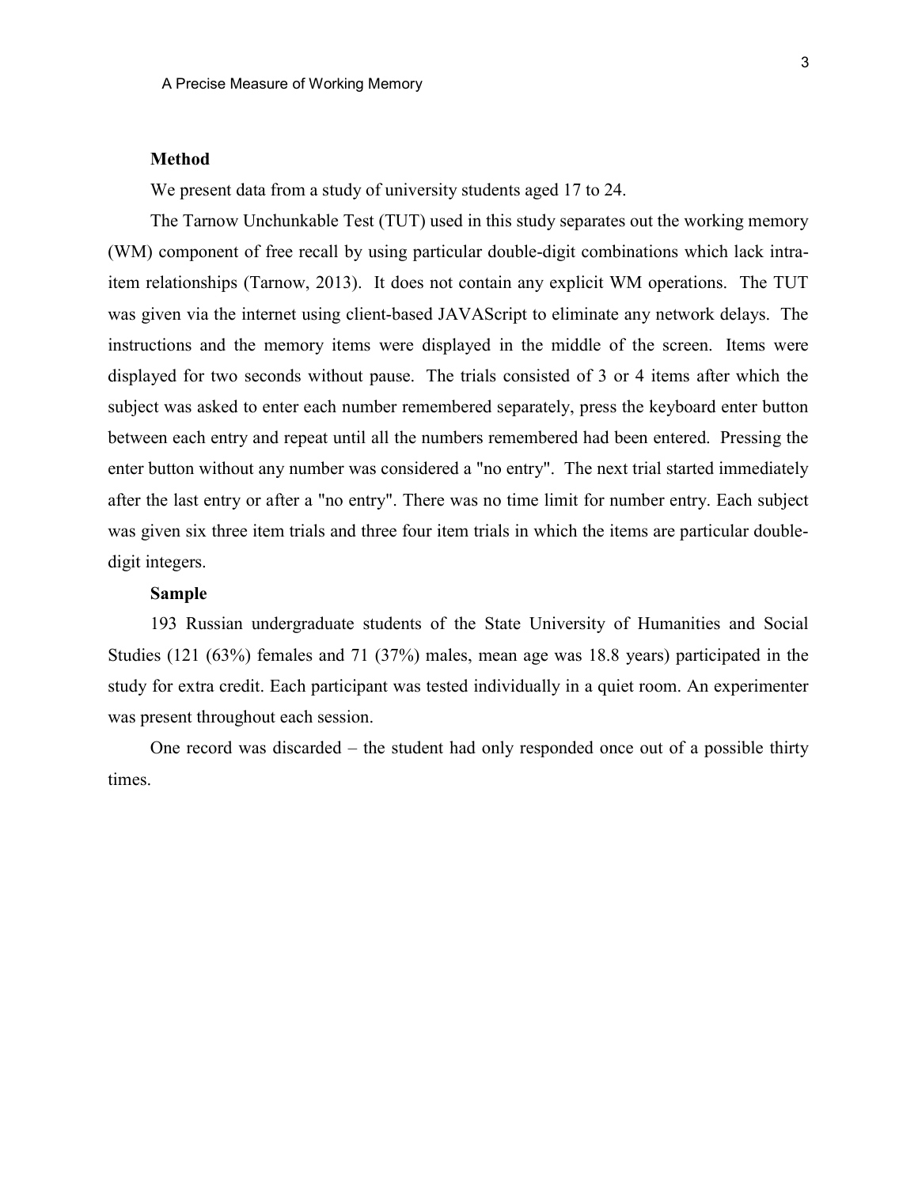**Method**

We present data from a study of university students aged 17 to 24.

The Tarnow Unchunkable Test (TUT) used in this study separates out the working memory (WM) component of free recall by using particular double-digit combinations which lack intra-item relationships (Tarnow, 2013). It does not contain any explicit WM operations. The TUT was given via the internet using client-based JAVAScript to eliminate any network delays. The instructions and the memory items were displayed in the middle of the screen. Items were displayed for two seconds without pause. The trials consisted of 3 or 4 items after which the subject was asked to enter each number remembered separately, press the keyboard enter button between each entry and repeat until all the numbers remembered had been entered. Pressing the enter button without any number was considered a "no entry". The next trial started immediately after the last entry or after a "no entry". There was no time limit for number entry. Each subject was given six three item trials and three four item trials in which the items are particular double-digit integers.

**Sample**

193 Russian undergraduate students of the State University of Humanities and Social Studies (121 (63%) females and 71 (37%) males, mean age was 18.8 years) participated in the study for extra credit. Each participant was tested individually in a quiet room. An experimenter was present throughout each session.

One record was discarded – the student had only responded once out of a possible thirty times.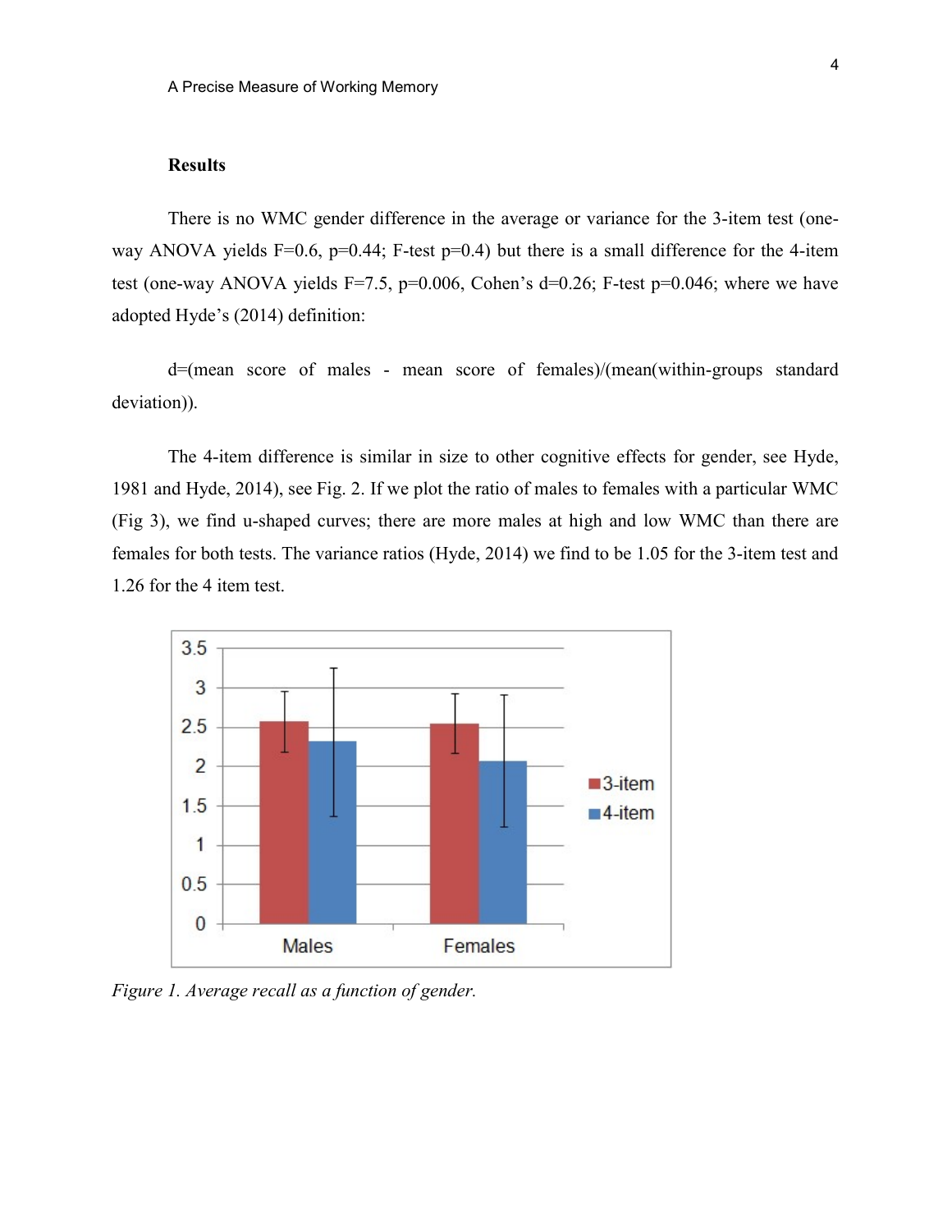## Results

There is no WMC gender difference in the average or variance for the 3-item test (one-way ANOVA yields F=0.6, p=0.44; F-test p=0.4) but there is a small difference for the 4-item test (one-way ANOVA yields F=7.5, p=0.006, Cohen's d=0.26; F-test p=0.046; where we have adopted Hyde's (2014) definition:

d=(mean score of males - mean score of females)/(mean(within-groups standard deviation)).

The 4-item difference is similar in size to other cognitive effects for gender, see Hyde, 1981 and Hyde, 2014), see Fig. 2. If we plot the ratio of males to females with a particular WMC (Fig 3), we find u-shaped curves; there are more males at high and low WMC than there are females for both tests. The variance ratios (Hyde, 2014) we find to be 1.05 for the 3-item test and 1.26 for the 4 item test.

*Figure 1. Average recall as a function of gender.*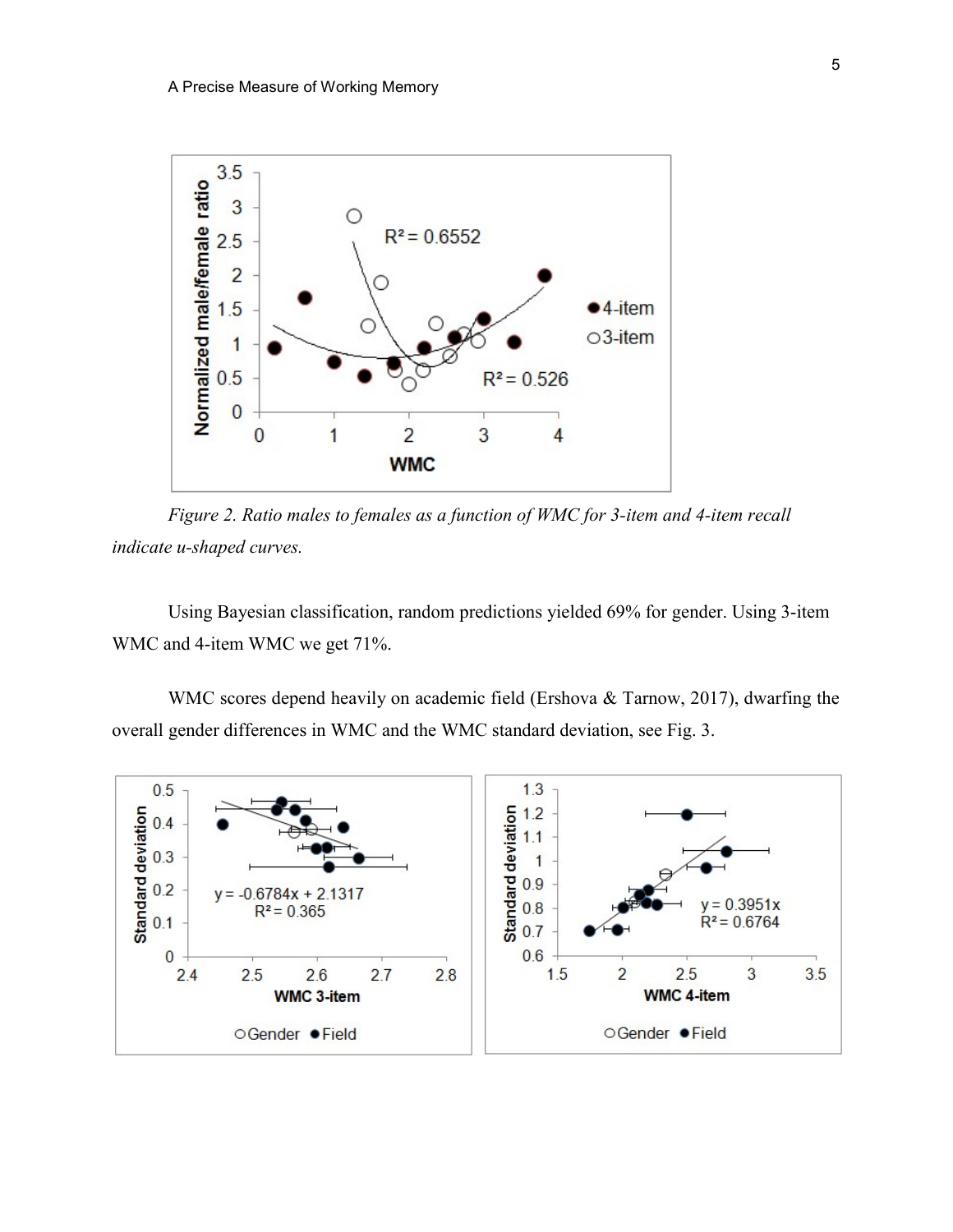*Figure 2. Ratio males to females as a function of WMC for 3-item and 4-item recall indicate u-shaped curves.*

Using Bayesian classification, random predictions yielded 69% for gender. Using 3-item WMC and 4-item WMC we get 71%.

WMC scores depend heavily on academic field (Ershova & Tarnow, 2017), dwarfing the overall gender differences in WMC and the WMC standard deviation, see Fig. 3.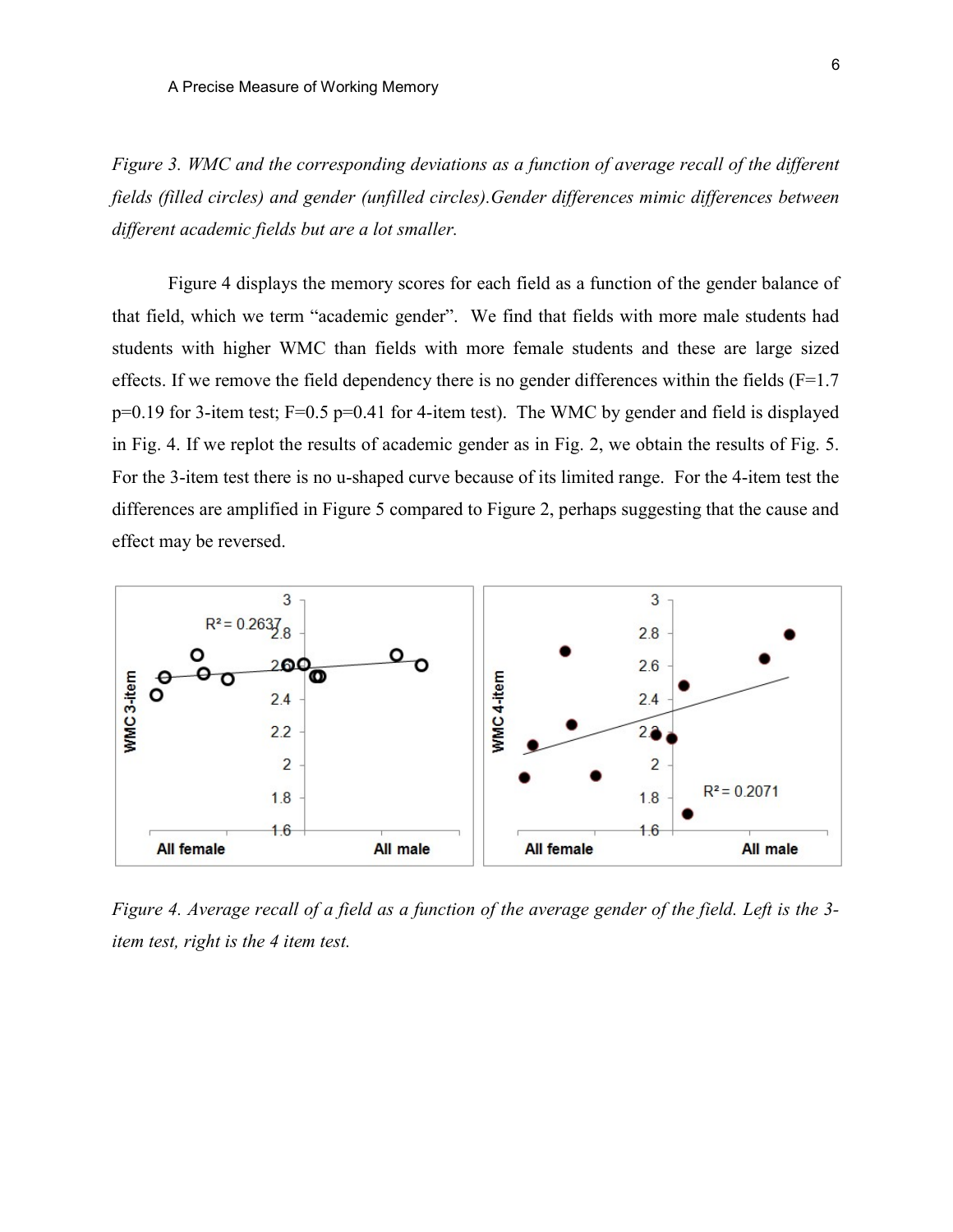*Figure 3. WMC and the corresponding deviations as a function of average recall of the different fields (filled circles) and gender (unfilled circles).Gender differences mimic differences between different academic fields but are a lot smaller.*

Figure 4 displays the memory scores for each field as a function of the gender balance of that field, which we term "academic gender". We find that fields with more male students had students with higher WMC than fields with more female students and these are large sized effects. If we remove the field dependency there is no gender differences within the fields ($F=1.7$ $p=0.19$ for 3-item test; $F=0.5$ $p=0.41$ for 4-item test). The WMC by gender and field is displayed in Fig. 4. If we replot the results of academic gender as in Fig. 2, we obtain the results of Fig. 5. For the 3-item test there is no u-shaped curve because of its limited range. For the 4-item test the differences are amplified in Figure 5 compared to Figure 2, perhaps suggesting that the cause and effect may be reversed.

*Figure 4. Average recall of a field as a function of the average gender of the field. Left is the 3-item test, right is the 4 item test.*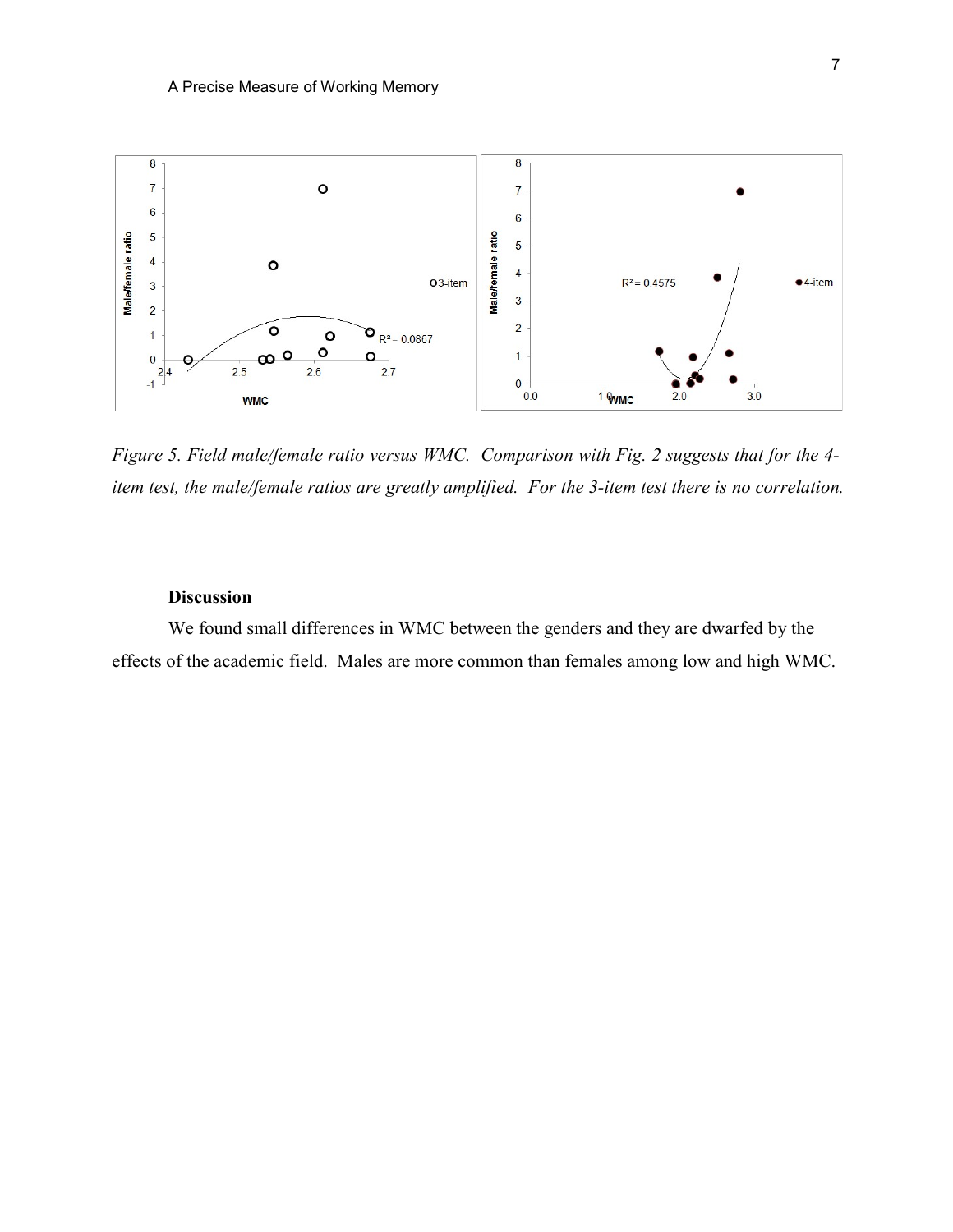*Figure 5. Field male/female ratio versus WMC. Comparison with Fig. 2 suggests that for the 4-item test, the male/female ratios are greatly amplified. For the 3-item test there is no correlation.*

**Discussion**

We found small differences in WMC between the genders and they are dwarfed by the effects of the academic field. Males are more common than females among low and high WMC.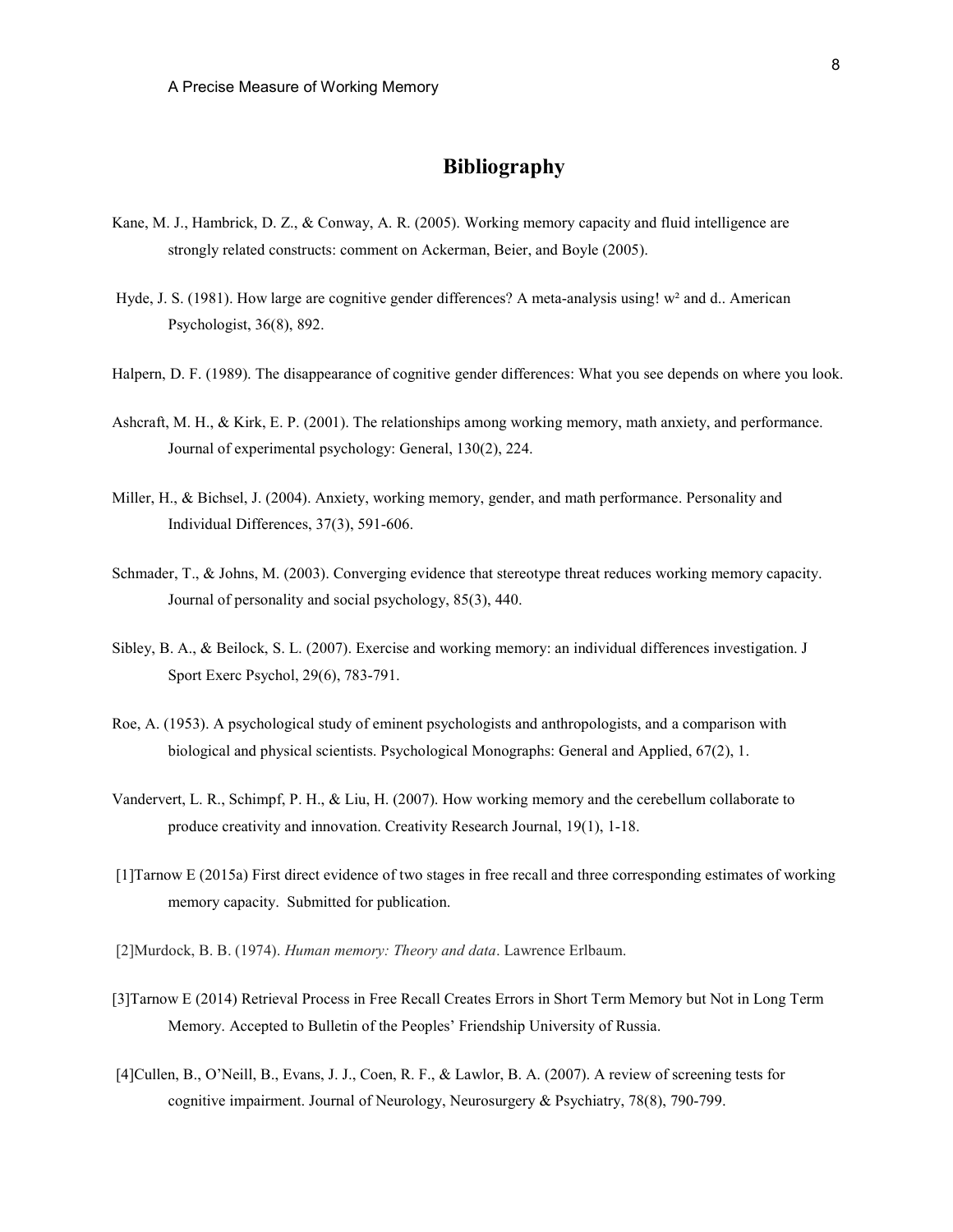# Bibliography

Kane, M. J., Hambrick, D. Z., & Conway, A. R. (2005). Working memory capacity and fluid intelligence are strongly related constructs: comment on Ackerman, Beier, and Boyle (2005).

Hyde, J. S. (1981). How large are cognitive gender differences? A meta-analysis using! w² and d.. American Psychologist, 36(8), 892.

Halpern, D. F. (1989). The disappearance of cognitive gender differences: What you see depends on where you look.

Ashcraft, M. H., & Kirk, E. P. (2001). The relationships among working memory, math anxiety, and performance. Journal of experimental psychology: General, 130(2), 224.

Miller, H., & Bichsel, J. (2004). Anxiety, working memory, gender, and math performance. Personality and Individual Differences, 37(3), 591-606.

Schmader, T., & Johns, M. (2003). Converging evidence that stereotype threat reduces working memory capacity. Journal of personality and social psychology, 85(3), 440.

Sibley, B. A., & Beilock, S. L. (2007). Exercise and working memory: an individual differences investigation. J Sport Exerc Psychol, 29(6), 783-791.

Roe, A. (1953). A psychological study of eminent psychologists and anthropologists, and a comparison with biological and physical scientists. Psychological Monographs: General and Applied, 67(2), 1.

Vandervert, L. R., Schimpf, P. H., & Liu, H. (2007). How working memory and the cerebellum collaborate to produce creativity and innovation. Creativity Research Journal, 19(1), 1-18.

[1]Tarnow E (2015a) First direct evidence of two stages in free recall and three corresponding estimates of working memory capacity. Submitted for publication.

[2]Murdock, B. B. (1974). *Human memory: Theory and data*. Lawrence Erlbaum.

[3]Tarnow E (2014) Retrieval Process in Free Recall Creates Errors in Short Term Memory but Not in Long Term Memory. Accepted to Bulletin of the Peoples' Friendship University of Russia.

[4]Cullen, B., O'Neill, B., Evans, J. J., Coen, R. F., & Lawlor, B. A. (2007). A review of screening tests for cognitive impairment. Journal of Neurology, Neurosurgery & Psychiatry, 78(8), 790-799.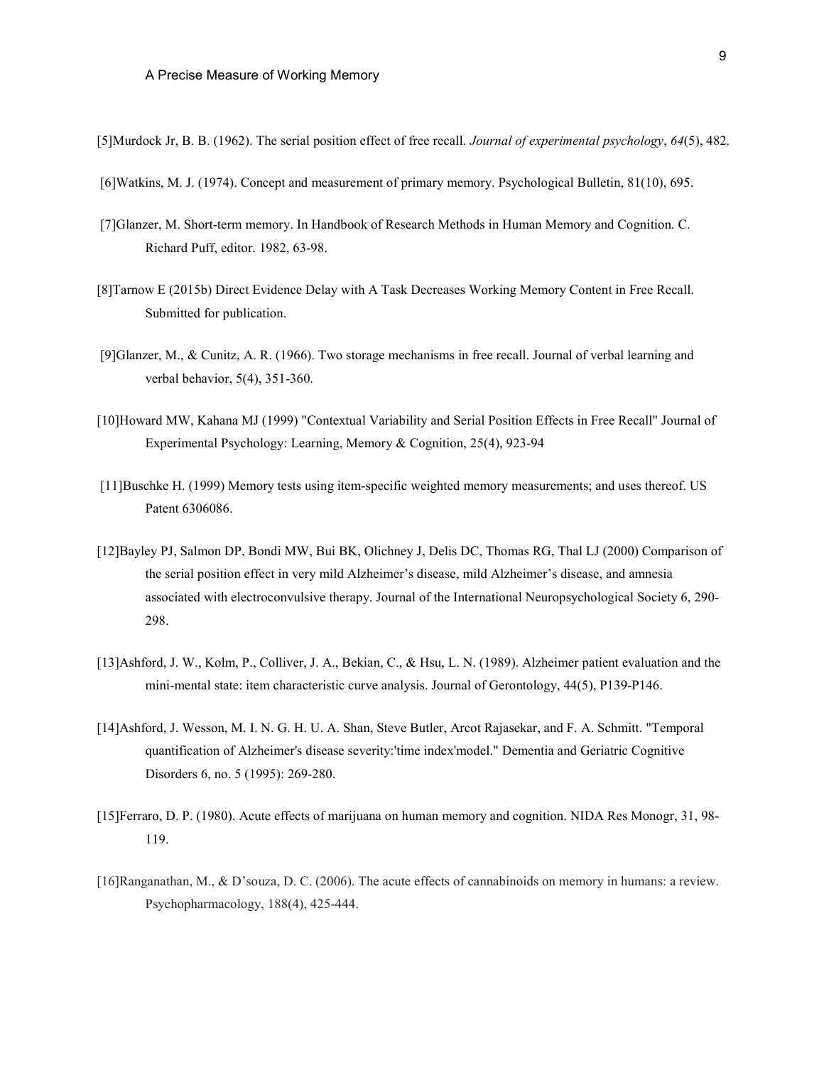[5]Murdock Jr, B. B. (1962). The serial position effect of free recall. *Journal of experimental psychology*, *64*(5), 482.

[6]Watkins, M. J. (1974). Concept and measurement of primary memory. Psychological Bulletin, 81(10), 695.

[7]Glanzer, M. Short-term memory. In Handbook of Research Methods in Human Memory and Cognition. C. Richard Puff, editor. 1982, 63-98.

[8]Tarnow E (2015b) Direct Evidence Delay with A Task Decreases Working Memory Content in Free Recall. Submitted for publication.

[9]Glanzer, M., & Cunitz, A. R. (1966). Two storage mechanisms in free recall. Journal of verbal learning and verbal behavior, 5(4), 351-360.

[10]Howard MW, Kahana MJ (1999) "Contextual Variability and Serial Position Effects in Free Recall" Journal of Experimental Psychology: Learning, Memory & Cognition, 25(4), 923-94

[11]Buschke H. (1999) Memory tests using item-specific weighted memory measurements; and uses thereof. US Patent 6306086.

[12]Bayley PJ, Salmon DP, Bondi MW, Bui BK, Olichney J, Delis DC, Thomas RG, Thal LJ (2000) Comparison of the serial position effect in very mild Alzheimer's disease, mild Alzheimer's disease, and amnesia associated with electroconvulsive therapy. Journal of the International Neuropsychological Society 6, 290-298.

[13]Ashford, J. W., Kolm, P., Colliver, J. A., Bekian, C., & Hsu, L. N. (1989). Alzheimer patient evaluation and the mini-mental state: item characteristic curve analysis. Journal of Gerontology, 44(5), P139-P146.

[14]Ashford, J. Wesson, M. I. N. G. H. U. A. Shan, Steve Butler, Arcot Rajasekar, and F. A. Schmitt. "Temporal quantification of Alzheimer's disease severity:'time index'model." Dementia and Geriatric Cognitive Disorders 6, no. 5 (1995): 269-280.

[15]Ferraro, D. P. (1980). Acute effects of marijuana on human memory and cognition. NIDA Res Monogr, 31, 98-119.

[16]Ranganathan, M., & D'souza, D. C. (2006). The acute effects of cannabinoids on memory in humans: a review. Psychopharmacology, 188(4), 425-444.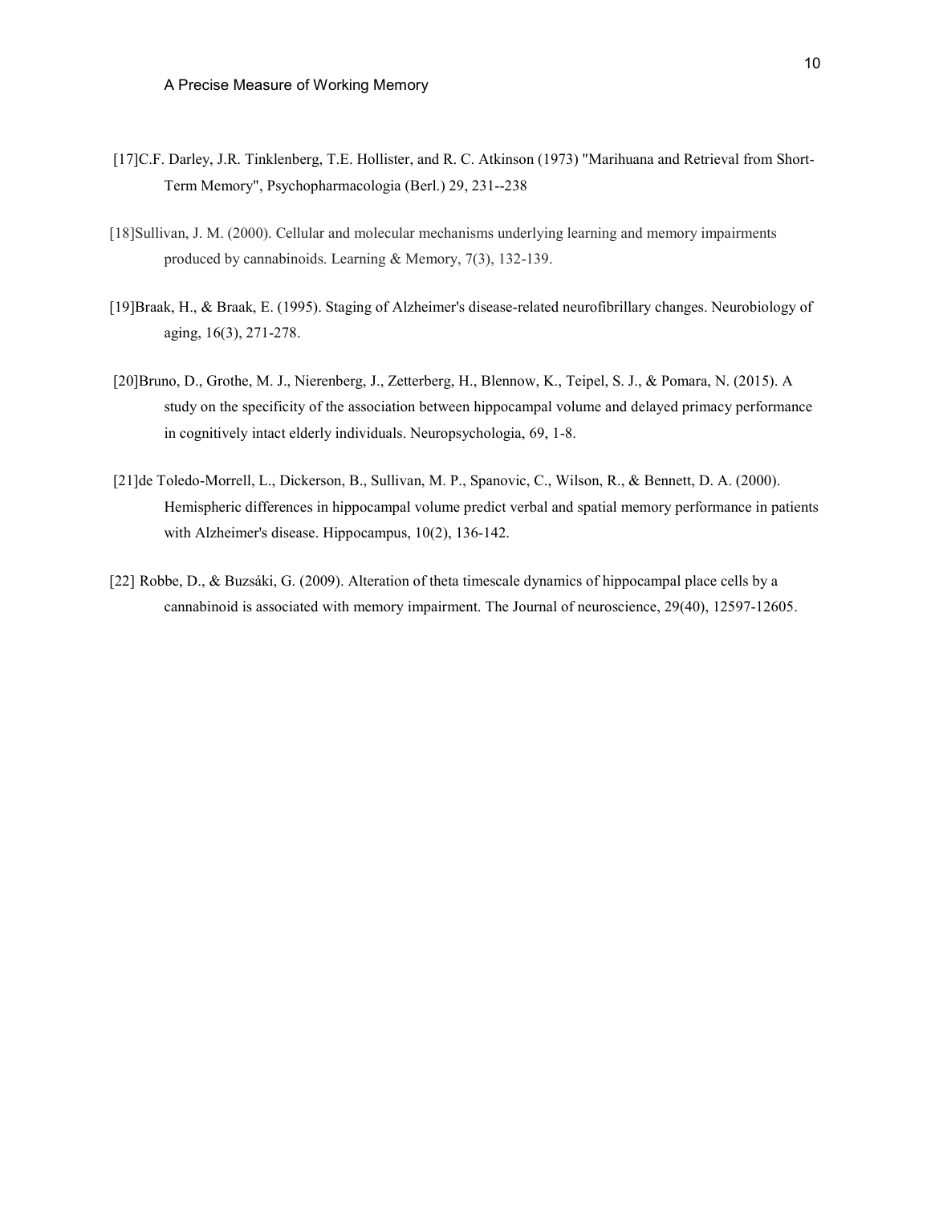[17]C.F. Darley, J.R. Tinklenberg, T.E. Hollister, and R. C. Atkinson (1973) "Marihuana and Retrieval from Short-Term Memory", Psychopharmacologia (Berl.) 29, 231--238

[18]Sullivan, J. M. (2000). Cellular and molecular mechanisms underlying learning and memory impairments produced by cannabinoids. Learning & Memory, 7(3), 132-139.

[19]Braak, H., & Braak, E. (1995). Staging of Alzheimer's disease-related neurofibrillary changes. Neurobiology of aging, 16(3), 271-278.

[20]Bruno, D., Grothe, M. J., Nierenberg, J., Zetterberg, H., Blennow, K., Teipel, S. J., & Pomara, N. (2015). A study on the specificity of the association between hippocampal volume and delayed primacy performance in cognitively intact elderly individuals. Neuropsychologia, 69, 1-8.

[21]de Toledo-Morrell, L., Dickerson, B., Sullivan, M. P., Spanovic, C., Wilson, R., & Bennett, D. A. (2000). Hemispheric differences in hippocampal volume predict verbal and spatial memory performance in patients with Alzheimer's disease. Hippocampus, 10(2), 136-142.

[22] Robbe, D., & Buzsáki, G. (2009). Alteration of theta timescale dynamics of hippocampal place cells by a cannabinoid is associated with memory impairment. The Journal of neuroscience, 29(40), 12597-12605.